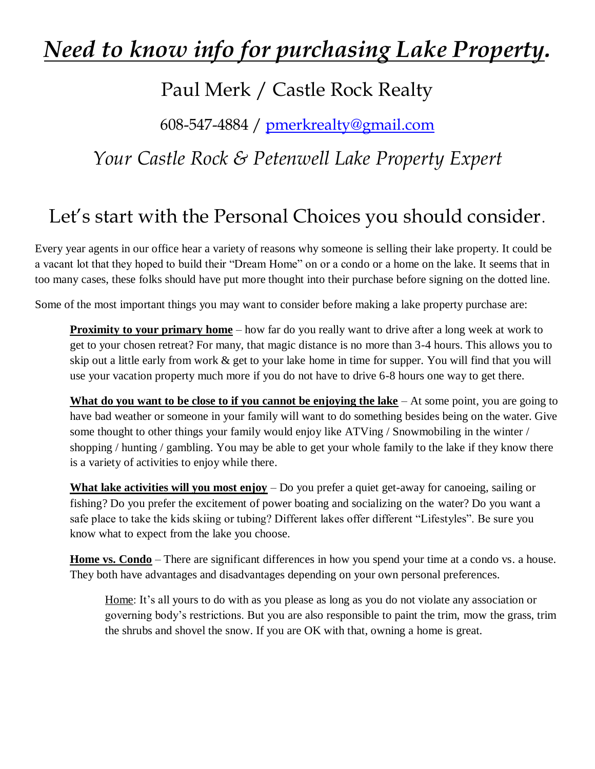# ***Need to know info for purchasing Lake Property.***

## Paul Merk / Castle Rock Realty

608-547-4884 / pmerkrealty@gmail.com

*Your Castle Rock & Petenwell Lake Property Expert*

## Let's start with the Personal Choices you should consider.

Every year agents in our office hear a variety of reasons why someone is selling their lake property. It could be a vacant lot that they hoped to build their "Dream Home" on or a condo or a home on the lake. It seems that in too many cases, these folks should have put more thought into their purchase before signing on the dotted line.

Some of the most important things you may want to consider before making a lake property purchase are:

**Proximity to your primary home** – how far do you really want to drive after a long week at work to get to your chosen retreat? For many, that magic distance is no more than 3-4 hours. This allows you to skip out a little early from work & get to your lake home in time for supper. You will find that you will use your vacation property much more if you do not have to drive 6-8 hours one way to get there.

**What do you want to be close to if you cannot be enjoying the lake** – At some point, you are going to have bad weather or someone in your family will want to do something besides being on the water. Give some thought to other things your family would enjoy like ATVing / Snowmobiling in the winter / shopping / hunting / gambling. You may be able to get your whole family to the lake if they know there is a variety of activities to enjoy while there.

**What lake activities will you most enjoy** – Do you prefer a quiet get-away for canoeing, sailing or fishing? Do you prefer the excitement of power boating and socializing on the water? Do you want a safe place to take the kids skiing or tubing? Different lakes offer different "Lifestyles". Be sure you know what to expect from the lake you choose.

**Home vs. Condo** – There are significant differences in how you spend your time at a condo vs. a house. They both have advantages and disadvantages depending on your own personal preferences.

Home: It's all yours to do with as you please as long as you do not violate any association or governing body's restrictions. But you are also responsible to paint the trim, mow the grass, trim the shrubs and shovel the snow. If you are OK with that, owning a home is great.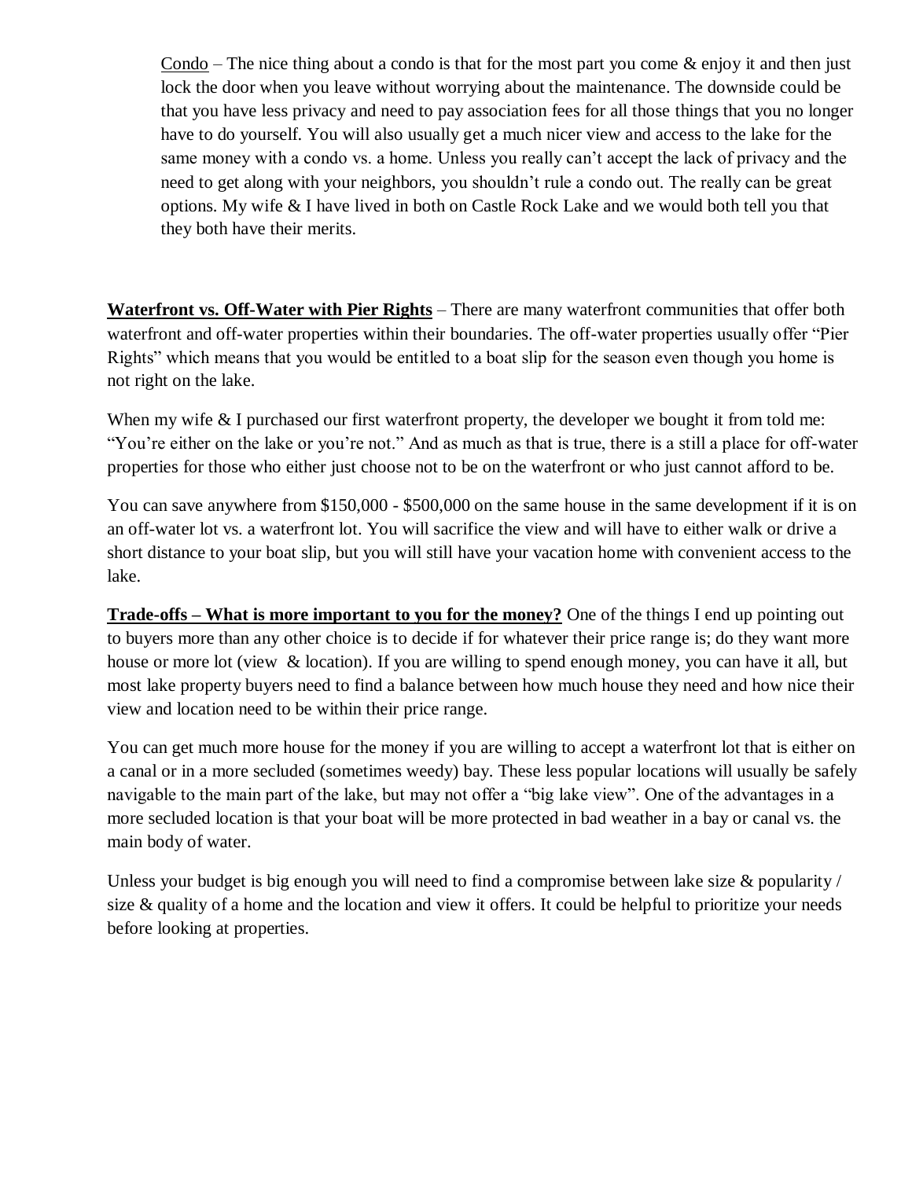<u>Condo</u> – The nice thing about a condo is that for the most part you come & enjoy it and then just lock the door when you leave without worrying about the maintenance. The downside could be that you have less privacy and need to pay association fees for all those things that you no longer have to do yourself. You will also usually get a much nicer view and access to the lake for the same money with a condo vs. a home. Unless you really can't accept the lack of privacy and the need to get along with your neighbors, you shouldn't rule a condo out. The really can be great options. My wife & I have lived in both on Castle Rock Lake and we would both tell you that they both have their merits.

**<u>Waterfront vs. Off-Water with Pier Rights</u>** – There are many waterfront communities that offer both waterfront and off-water properties within their boundaries. The off-water properties usually offer "Pier Rights" which means that you would be entitled to a boat slip for the season even though you home is not right on the lake.

When my wife & I purchased our first waterfront property, the developer we bought it from told me: "You're either on the lake or you're not." And as much as that is true, there is a still a place for off-water properties for those who either just choose not to be on the waterfront or who just cannot afford to be.

You can save anywhere from $150,000 - $500,000 on the same house in the same development if it is on an off-water lot vs. a waterfront lot. You will sacrifice the view and will have to either walk or drive a short distance to your boat slip, but you will still have your vacation home with convenient access to the lake.

**<u>Trade-offs – What is more important to you for the money?</u>** One of the things I end up pointing out to buyers more than any other choice is to decide if for whatever their price range is; do they want more house or more lot (view & location). If you are willing to spend enough money, you can have it all, but most lake property buyers need to find a balance between how much house they need and how nice their view and location need to be within their price range.

You can get much more house for the money if you are willing to accept a waterfront lot that is either on a canal or in a more secluded (sometimes weedy) bay. These less popular locations will usually be safely navigable to the main part of the lake, but may not offer a "big lake view". One of the advantages in a more secluded location is that your boat will be more protected in bad weather in a bay or canal vs. the main body of water.

Unless your budget is big enough you will need to find a compromise between lake size & popularity / size & quality of a home and the location and view it offers. It could be helpful to prioritize your needs before looking at properties.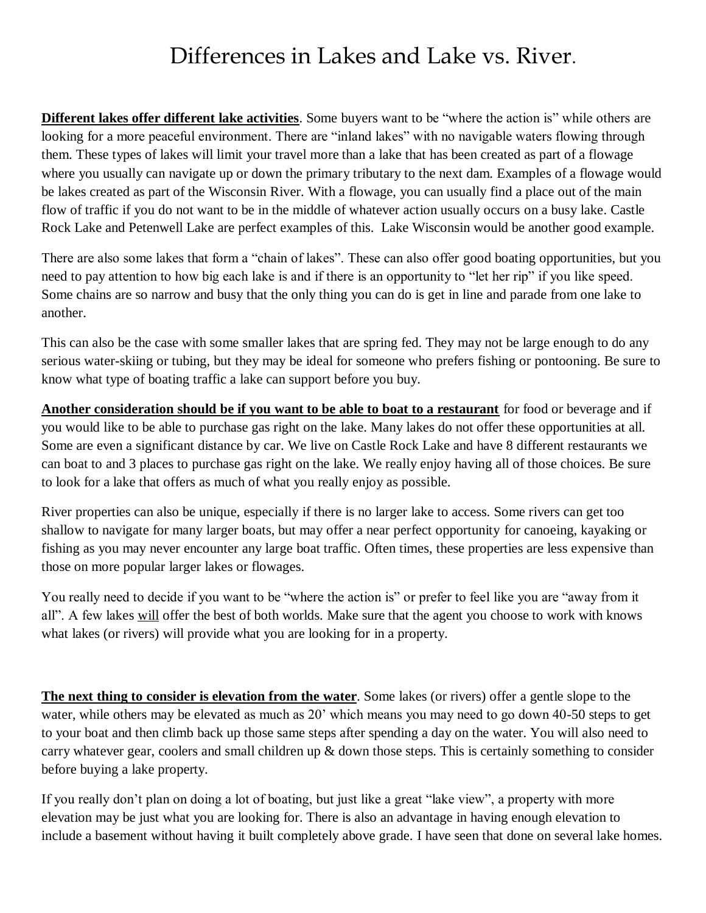# Differences in Lakes and Lake vs. River.

**<u>Different lakes offer different lake activities</u>**. Some buyers want to be "where the action is" while others are looking for a more peaceful environment. There are "inland lakes" with no navigable waters flowing through them. These types of lakes will limit your travel more than a lake that has been created as part of a flowage where you usually can navigate up or down the primary tributary to the next dam. Examples of a flowage would be lakes created as part of the Wisconsin River. With a flowage, you can usually find a place out of the main flow of traffic if you do not want to be in the middle of whatever action usually occurs on a busy lake. Castle Rock Lake and Petenwell Lake are perfect examples of this. Lake Wisconsin would be another good example.

There are also some lakes that form a "chain of lakes". These can also offer good boating opportunities, but you need to pay attention to how big each lake is and if there is an opportunity to "let her rip" if you like speed. Some chains are so narrow and busy that the only thing you can do is get in line and parade from one lake to another.

This can also be the case with some smaller lakes that are spring fed. They may not be large enough to do any serious water-skiing or tubing, but they may be ideal for someone who prefers fishing or pontooning. Be sure to know what type of boating traffic a lake can support before you buy.

**<u>Another consideration should be if you want to be able to boat to a restaurant</u>** for food or beverage and if you would like to be able to purchase gas right on the lake. Many lakes do not offer these opportunities at all. Some are even a significant distance by car. We live on Castle Rock Lake and have 8 different restaurants we can boat to and 3 places to purchase gas right on the lake. We really enjoy having all of those choices. Be sure to look for a lake that offers as much of what you really enjoy as possible.

River properties can also be unique, especially if there is no larger lake to access. Some rivers can get too shallow to navigate for many larger boats, but may offer a near perfect opportunity for canoeing, kayaking or fishing as you may never encounter any large boat traffic. Often times, these properties are less expensive than those on more popular larger lakes or flowages.

You really need to decide if you want to be "where the action is" or prefer to feel like you are "away from it all". A few lakes <u>will</u> offer the best of both worlds. Make sure that the agent you choose to work with knows what lakes (or rivers) will provide what you are looking for in a property.

**<u>The next thing to consider is elevation from the water</u>**. Some lakes (or rivers) offer a gentle slope to the water, while others may be elevated as much as 20' which means you may need to go down 40-50 steps to get to your boat and then climb back up those same steps after spending a day on the water. You will also need to carry whatever gear, coolers and small children up & down those steps. This is certainly something to consider before buying a lake property.

If you really don't plan on doing a lot of boating, but just like a great "lake view", a property with more elevation may be just what you are looking for. There is also an advantage in having enough elevation to include a basement without having it built completely above grade. I have seen that done on several lake homes.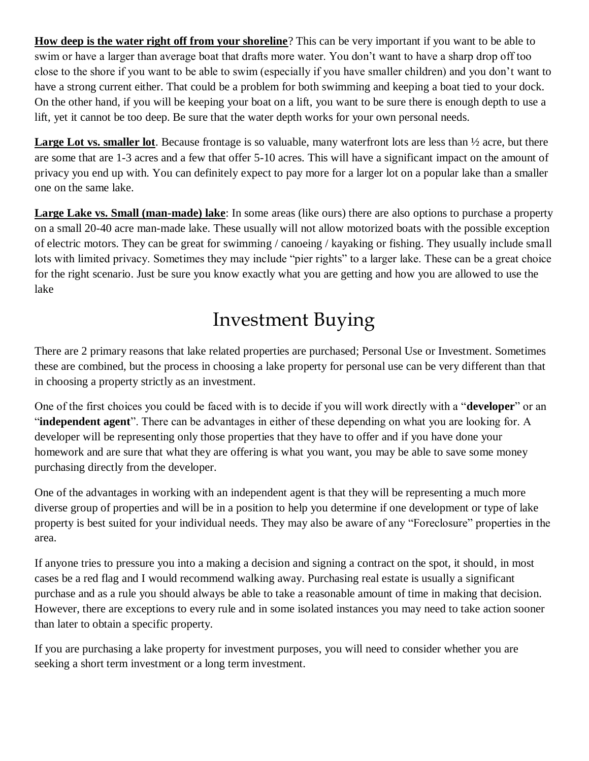**<u>How deep is the water right off from your shoreline</u>**? This can be very important if you want to be able to swim or have a larger than average boat that drafts more water. You don't want to have a sharp drop off too close to the shore if you want to be able to swim (especially if you have smaller children) and you don't want to have a strong current either. That could be a problem for both swimming and keeping a boat tied to your dock. On the other hand, if you will be keeping your boat on a lift, you want to be sure there is enough depth to use a lift, yet it cannot be too deep. Be sure that the water depth works for your own personal needs.

**<u>Large Lot vs. smaller lot</u>**. Because frontage is so valuable, many waterfront lots are less than ½ acre, but there are some that are 1-3 acres and a few that offer 5-10 acres. This will have a significant impact on the amount of privacy you end up with. You can definitely expect to pay more for a larger lot on a popular lake than a smaller one on the same lake.

**<u>Large Lake vs. Small (man-made) lake</u>**: In some areas (like ours) there are also options to purchase a property on a small 20-40 acre man-made lake. These usually will not allow motorized boats with the possible exception of electric motors. They can be great for swimming / canoeing / kayaking or fishing. They usually include small lots with limited privacy. Sometimes they may include "pier rights" to a larger lake. These can be a great choice for the right scenario. Just be sure you know exactly what you are getting and how you are allowed to use the lake

# Investment Buying

There are 2 primary reasons that lake related properties are purchased; Personal Use or Investment. Sometimes these are combined, but the process in choosing a lake property for personal use can be very different than that in choosing a property strictly as an investment.

One of the first choices you could be faced with is to decide if you will work directly with a "**developer**" or an "**independent agent**". There can be advantages in either of these depending on what you are looking for. A developer will be representing only those properties that they have to offer and if you have done your homework and are sure that what they are offering is what you want, you may be able to save some money purchasing directly from the developer.

One of the advantages in working with an independent agent is that they will be representing a much more diverse group of properties and will be in a position to help you determine if one development or type of lake property is best suited for your individual needs. They may also be aware of any "Foreclosure" properties in the area.

If anyone tries to pressure you into a making a decision and signing a contract on the spot, it should, in most cases be a red flag and I would recommend walking away. Purchasing real estate is usually a significant purchase and as a rule you should always be able to take a reasonable amount of time in making that decision. However, there are exceptions to every rule and in some isolated instances you may need to take action sooner than later to obtain a specific property.

If you are purchasing a lake property for investment purposes, you will need to consider whether you are seeking a short term investment or a long term investment.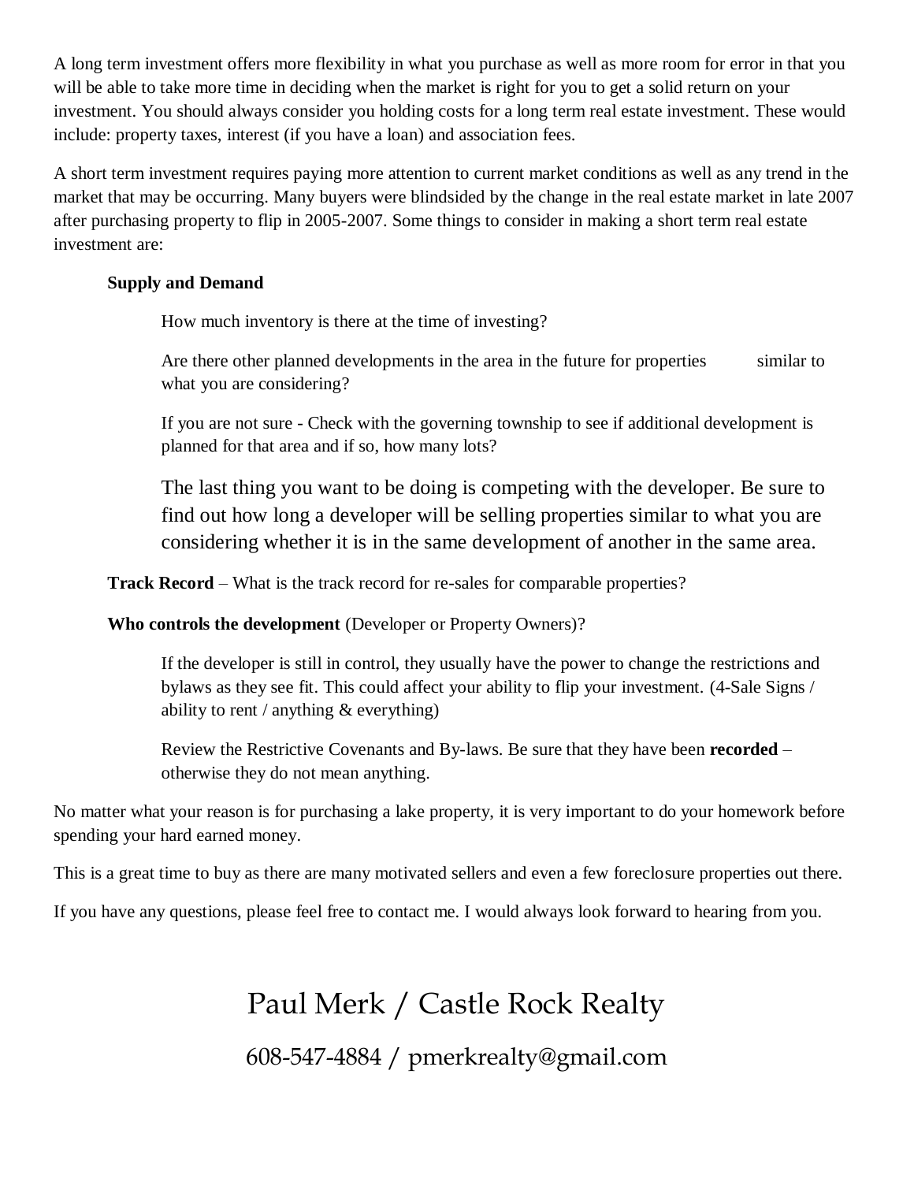A long term investment offers more flexibility in what you purchase as well as more room for error in that you will be able to take more time in deciding when the market is right for you to get a solid return on your investment. You should always consider you holding costs for a long term real estate investment. These would include: property taxes, interest (if you have a loan) and association fees.

A short term investment requires paying more attention to current market conditions as well as any trend in the market that may be occurring. Many buyers were blindsided by the change in the real estate market in late 2007 after purchasing property to flip in 2005-2007. Some things to consider in making a short term real estate investment are:

**Supply and Demand**

How much inventory is there at the time of investing?

Are there other planned developments in the area in the future for properties similar to what you are considering?

If you are not sure - Check with the governing township to see if additional development is planned for that area and if so, how many lots?

The last thing you want to be doing is competing with the developer. Be sure to find out how long a developer will be selling properties similar to what you are considering whether it is in the same development of another in the same area.

**Track Record** – What is the track record for re-sales for comparable properties?

**Who controls the development** (Developer or Property Owners)?

If the developer is still in control, they usually have the power to change the restrictions and bylaws as they see fit. This could affect your ability to flip your investment. (4-Sale Signs / ability to rent / anything & everything)

Review the Restrictive Covenants and By-laws. Be sure that they have been **recorded** – otherwise they do not mean anything.

No matter what your reason is for purchasing a lake property, it is very important to do your homework before spending your hard earned money.

This is a great time to buy as there are many motivated sellers and even a few foreclosure properties out there.

If you have any questions, please feel free to contact me. I would always look forward to hearing from you.

Paul Merk / Castle Rock Realty

608-547-4884 / pmerkrealty@gmail.com